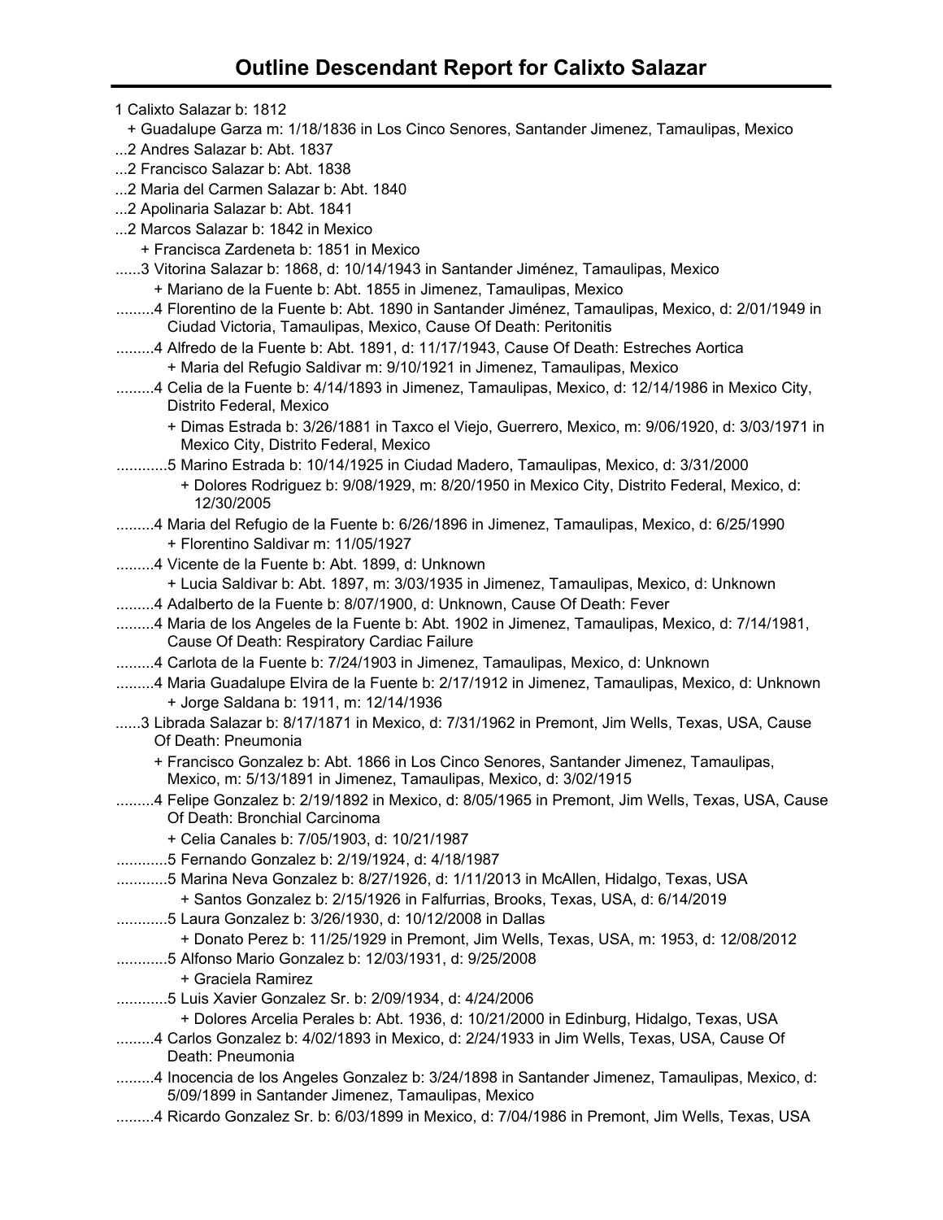# Outline Descendant Report for Calixto Salazar

1 Calixto Salazar b: 1812
  + Guadalupe Garza m: 1/18/1836 in Los Cinco Senores, Santander Jimenez, Tamaulipas, Mexico
...2 Andres Salazar b: Abt. 1837
...2 Francisco Salazar b: Abt. 1838
...2 Maria del Carmen Salazar b: Abt. 1840
...2 Apolinaria Salazar b: Abt. 1841
...2 Marcos Salazar b: 1842 in Mexico
  + Francisca Zardeneta b: 1851 in Mexico
......3 Vitorina Salazar b: 1868, d: 10/14/1943 in Santander Jiménez, Tamaulipas, Mexico
  + Mariano de la Fuente b: Abt. 1855 in Jimenez, Tamaulipas, Mexico
.........4 Florentino de la Fuente b: Abt. 1890 in Santander Jiménez, Tamaulipas, Mexico, d: 2/01/1949 in Ciudad Victoria, Tamaulipas, Mexico, Cause Of Death: Peritonitis
.........4 Alfredo de la Fuente b: Abt. 1891, d: 11/17/1943, Cause Of Death: Estreches Aortica
  + Maria del Refugio Saldivar m: 9/10/1921 in Jimenez, Tamaulipas, Mexico
.........4 Celia de la Fuente b: 4/14/1893 in Jimenez, Tamaulipas, Mexico, d: 12/14/1986 in Mexico City, Distrito Federal, Mexico
  + Dimas Estrada b: 3/26/1881 in Taxco el Viejo, Guerrero, Mexico, m: 9/06/1920, d: 3/03/1971 in Mexico City, Distrito Federal, Mexico
............5 Marino Estrada b: 10/14/1925 in Ciudad Madero, Tamaulipas, Mexico, d: 3/31/2000
  + Dolores Rodriguez b: 9/08/1929, m: 8/20/1950 in Mexico City, Distrito Federal, Mexico, d: 12/30/2005
.........4 Maria del Refugio de la Fuente b: 6/26/1896 in Jimenez, Tamaulipas, Mexico, d: 6/25/1990
  + Florentino Saldivar m: 11/05/1927
.........4 Vicente de la Fuente b: Abt. 1899, d: Unknown
  + Lucia Saldivar b: Abt. 1897, m: 3/03/1935 in Jimenez, Tamaulipas, Mexico, d: Unknown
.........4 Adalberto de la Fuente b: 8/07/1900, d: Unknown, Cause Of Death: Fever
.........4 Maria de los Angeles de la Fuente b: Abt. 1902 in Jimenez, Tamaulipas, Mexico, d: 7/14/1981, Cause Of Death: Respiratory Cardiac Failure
.........4 Carlota de la Fuente b: 7/24/1903 in Jimenez, Tamaulipas, Mexico, d: Unknown
.........4 Maria Guadalupe Elvira de la Fuente b: 2/17/1912 in Jimenez, Tamaulipas, Mexico, d: Unknown
  + Jorge Saldana b: 1911, m: 12/14/1936
......3 Librada Salazar b: 8/17/1871 in Mexico, d: 7/31/1962 in Premont, Jim Wells, Texas, USA, Cause Of Death: Pneumonia
  + Francisco Gonzalez b: Abt. 1866 in Los Cinco Senores, Santander Jimenez, Tamaulipas, Mexico, m: 5/13/1891 in Jimenez, Tamaulipas, Mexico, d: 3/02/1915
.........4 Felipe Gonzalez b: 2/19/1892 in Mexico, d: 8/05/1965 in Premont, Jim Wells, Texas, USA, Cause Of Death: Bronchial Carcinoma
  + Celia Canales b: 7/05/1903, d: 10/21/1987
............5 Fernando Gonzalez b: 2/19/1924, d: 4/18/1987
............5 Marina Neva Gonzalez b: 8/27/1926, d: 1/11/2013 in McAllen, Hidalgo, Texas, USA
  + Santos Gonzalez b: 2/15/1926 in Falfurrias, Brooks, Texas, USA, d: 6/14/2019
............5 Laura Gonzalez b: 3/26/1930, d: 10/12/2008 in Dallas
  + Donato Perez b: 11/25/1929 in Premont, Jim Wells, Texas, USA, m: 1953, d: 12/08/2012
............5 Alfonso Mario Gonzalez b: 12/03/1931, d: 9/25/2008
  + Graciela Ramirez
............5 Luis Xavier Gonzalez Sr. b: 2/09/1934, d: 4/24/2006
  + Dolores Arcelia Perales b: Abt. 1936, d: 10/21/2000 in Edinburg, Hidalgo, Texas, USA
.........4 Carlos Gonzalez b: 4/02/1893 in Mexico, d: 2/24/1933 in Jim Wells, Texas, USA, Cause Of Death: Pneumonia
.........4 Inocencia de los Angeles Gonzalez b: 3/24/1898 in Santander Jimenez, Tamaulipas, Mexico, d: 5/09/1899 in Santander Jimenez, Tamaulipas, Mexico
.........4 Ricardo Gonzalez Sr. b: 6/03/1899 in Mexico, d: 7/04/1986 in Premont, Jim Wells, Texas, USA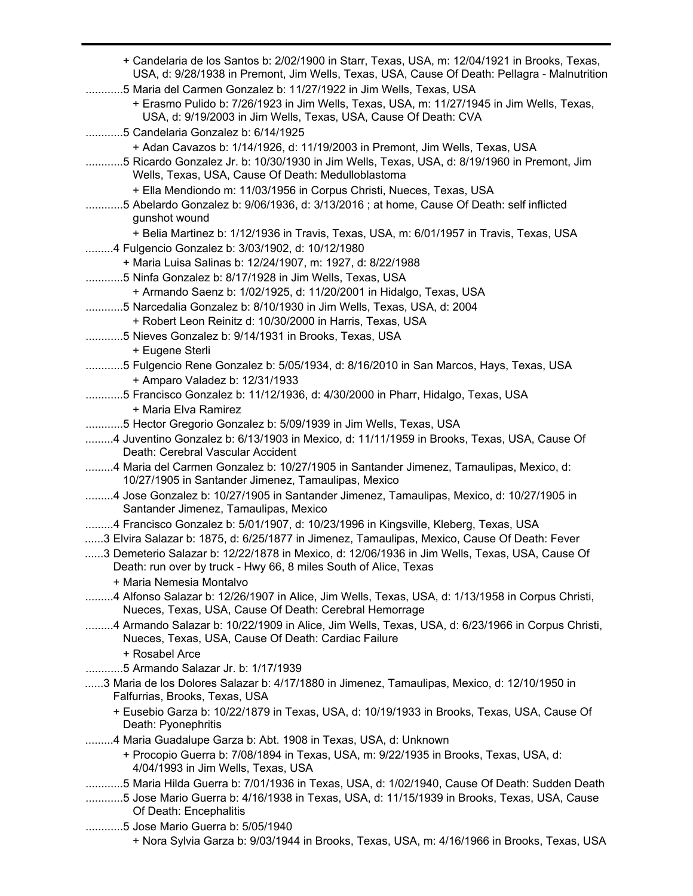+ Candelaria de los Santos b: 2/02/1900 in Starr, Texas, USA, m: 12/04/1921 in Brooks, Texas, USA, d: 9/28/1938 in Premont, Jim Wells, Texas, USA, Cause Of Death: Pellagra - Malnutrition

............5 Maria del Carmen Gonzalez b: 11/27/1922 in Jim Wells, Texas, USA

+ Erasmo Pulido b: 7/26/1923 in Jim Wells, Texas, USA, m: 11/27/1945 in Jim Wells, Texas, USA, d: 9/19/2003 in Jim Wells, Texas, USA, Cause Of Death: CVA

............5 Candelaria Gonzalez b: 6/14/1925

+ Adan Cavazos b: 1/14/1926, d: 11/19/2003 in Premont, Jim Wells, Texas, USA

............5 Ricardo Gonzalez Jr. b: 10/30/1930 in Jim Wells, Texas, USA, d: 8/19/1960 in Premont, Jim Wells, Texas, USA, Cause Of Death: Medulloblastoma

+ Ella Mendiondo m: 11/03/1956 in Corpus Christi, Nueces, Texas, USA

............5 Abelardo Gonzalez b: 9/06/1936, d: 3/13/2016 ; at home, Cause Of Death: self inflicted gunshot wound

+ Belia Martinez b: 1/12/1936 in Travis, Texas, USA, m: 6/01/1957 in Travis, Texas, USA

.........4 Fulgencio Gonzalez b: 3/03/1902, d: 10/12/1980

+ Maria Luisa Salinas b: 12/24/1907, m: 1927, d: 8/22/1988

............5 Ninfa Gonzalez b: 8/17/1928 in Jim Wells, Texas, USA

+ Armando Saenz b: 1/02/1925, d: 11/20/2001 in Hidalgo, Texas, USA

............5 Narcedalia Gonzalez b: 8/10/1930 in Jim Wells, Texas, USA, d: 2004

+ Robert Leon Reinitz d: 10/30/2000 in Harris, Texas, USA

............5 Nieves Gonzalez b: 9/14/1931 in Brooks, Texas, USA

+ Eugene Sterli

............5 Fulgencio Rene Gonzalez b: 5/05/1934, d: 8/16/2010 in San Marcos, Hays, Texas, USA

+ Amparo Valadez b: 12/31/1933

............5 Francisco Gonzalez b: 11/12/1936, d: 4/30/2000 in Pharr, Hidalgo, Texas, USA

+ Maria Elva Ramirez

............5 Hector Gregorio Gonzalez b: 5/09/1939 in Jim Wells, Texas, USA

.........4 Juventino Gonzalez b: 6/13/1903 in Mexico, d: 11/11/1959 in Brooks, Texas, USA, Cause Of Death: Cerebral Vascular Accident

.........4 Maria del Carmen Gonzalez b: 10/27/1905 in Santander Jimenez, Tamaulipas, Mexico, d: 10/27/1905 in Santander Jimenez, Tamaulipas, Mexico

.........4 Jose Gonzalez b: 10/27/1905 in Santander Jimenez, Tamaulipas, Mexico, d: 10/27/1905 in Santander Jimenez, Tamaulipas, Mexico

.........4 Francisco Gonzalez b: 5/01/1907, d: 10/23/1996 in Kingsville, Kleberg, Texas, USA

......3 Elvira Salazar b: 1875, d: 6/25/1877 in Jimenez, Tamaulipas, Mexico, Cause Of Death: Fever

......3 Demeterio Salazar b: 12/22/1878 in Mexico, d: 12/06/1936 in Jim Wells, Texas, USA, Cause Of Death: run over by truck - Hwy 66, 8 miles South of Alice, Texas

+ Maria Nemesia Montalvo

.........4 Alfonso Salazar b: 12/26/1907 in Alice, Jim Wells, Texas, USA, d: 1/13/1958 in Corpus Christi, Nueces, Texas, USA, Cause Of Death: Cerebral Hemorrage

.........4 Armando Salazar b: 10/22/1909 in Alice, Jim Wells, Texas, USA, d: 6/23/1966 in Corpus Christi, Nueces, Texas, USA, Cause Of Death: Cardiac Failure

+ Rosabel Arce

............5 Armando Salazar Jr. b: 1/17/1939

......3 Maria de los Dolores Salazar b: 4/17/1880 in Jimenez, Tamaulipas, Mexico, d: 12/10/1950 in Falfurrias, Brooks, Texas, USA

+ Eusebio Garza b: 10/22/1879 in Texas, USA, d: 10/19/1933 in Brooks, Texas, USA, Cause Of Death: Pyonephritis

.........4 Maria Guadalupe Garza b: Abt. 1908 in Texas, USA, d: Unknown

+ Procopio Guerra b: 7/08/1894 in Texas, USA, m: 9/22/1935 in Brooks, Texas, USA, d: 4/04/1993 in Jim Wells, Texas, USA

............5 Maria Hilda Guerra b: 7/01/1936 in Texas, USA, d: 1/02/1940, Cause Of Death: Sudden Death

............5 Jose Mario Guerra b: 4/16/1938 in Texas, USA, d: 11/15/1939 in Brooks, Texas, USA, Cause Of Death: Encephalitis

............5 Jose Mario Guerra b: 5/05/1940

+ Nora Sylvia Garza b: 9/03/1944 in Brooks, Texas, USA, m: 4/16/1966 in Brooks, Texas, USA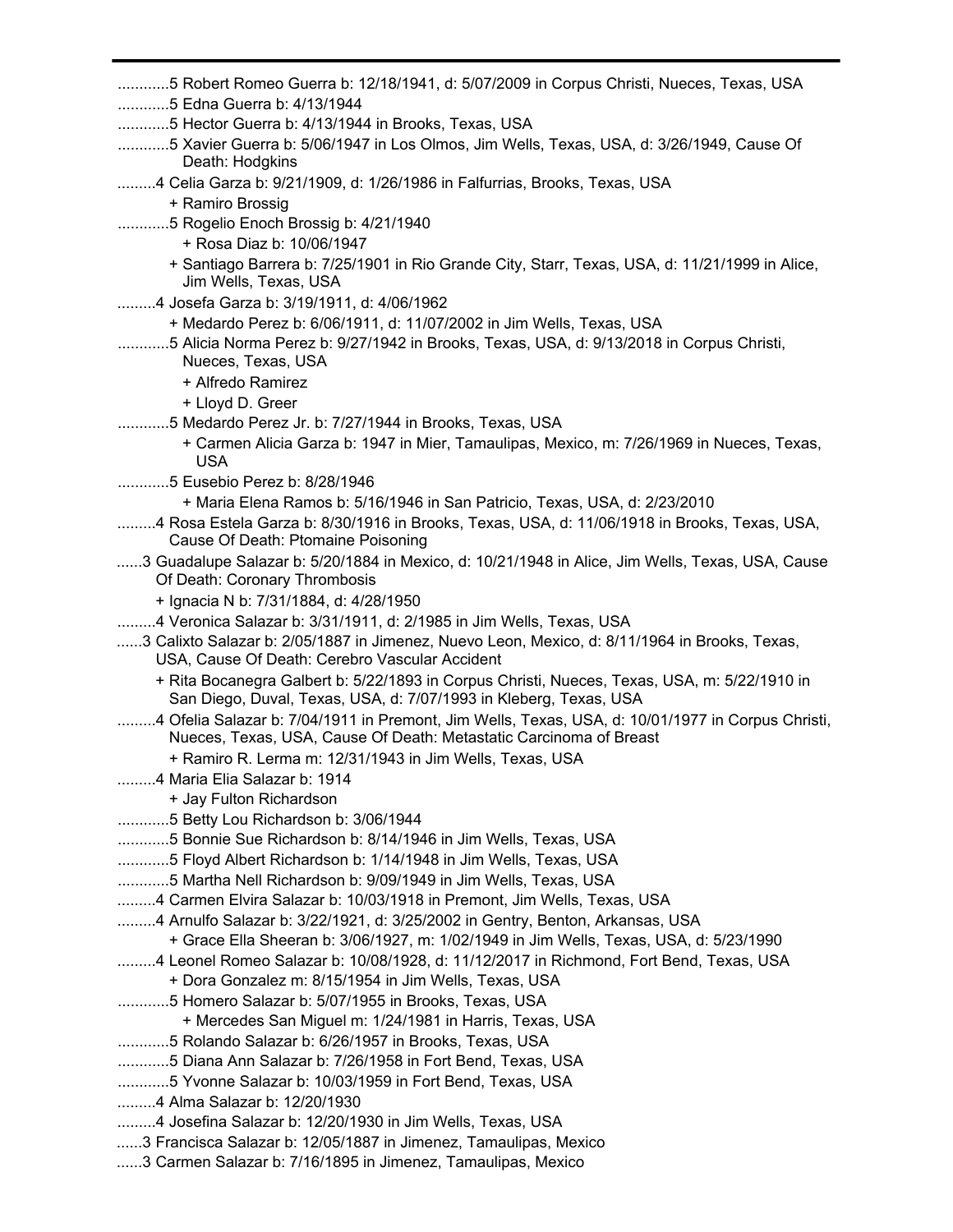............5 Robert Romeo Guerra b: 12/18/1941, d: 5/07/2009 in Corpus Christi, Nueces, Texas, USA

............5 Edna Guerra b: 4/13/1944

............5 Hector Guerra b: 4/13/1944 in Brooks, Texas, USA

............5 Xavier Guerra b: 5/06/1947 in Los Olmos, Jim Wells, Texas, USA, d: 3/26/1949, Cause Of Death: Hodgkins

.........4 Celia Garza b: 9/21/1909, d: 1/26/1986 in Falfurrias, Brooks, Texas, USA

+ Ramiro Brossig

............5 Rogelio Enoch Brossig b: 4/21/1940

+ Rosa Diaz b: 10/06/1947

+ Santiago Barrera b: 7/25/1901 in Rio Grande City, Starr, Texas, USA, d: 11/21/1999 in Alice, Jim Wells, Texas, USA

.........4 Josefa Garza b: 3/19/1911, d: 4/06/1962

+ Medardo Perez b: 6/06/1911, d: 11/07/2002 in Jim Wells, Texas, USA

............5 Alicia Norma Perez b: 9/27/1942 in Brooks, Texas, USA, d: 9/13/2018 in Corpus Christi, Nueces, Texas, USA

+ Alfredo Ramirez

+ Lloyd D. Greer

............5 Medardo Perez Jr. b: 7/27/1944 in Brooks, Texas, USA

+ Carmen Alicia Garza b: 1947 in Mier, Tamaulipas, Mexico, m: 7/26/1969 in Nueces, Texas, USA

............5 Eusebio Perez b: 8/28/1946

+ Maria Elena Ramos b: 5/16/1946 in San Patricio, Texas, USA, d: 2/23/2010

.........4 Rosa Estela Garza b: 8/30/1916 in Brooks, Texas, USA, d: 11/06/1918 in Brooks, Texas, USA, Cause Of Death: Ptomaine Poisoning

......3 Guadalupe Salazar b: 5/20/1884 in Mexico, d: 10/21/1948 in Alice, Jim Wells, Texas, USA, Cause Of Death: Coronary Thrombosis

+ Ignacia N b: 7/31/1884, d: 4/28/1950

.........4 Veronica Salazar b: 3/31/1911, d: 2/1985 in Jim Wells, Texas, USA

......3 Calixto Salazar b: 2/05/1887 in Jimenez, Nuevo Leon, Mexico, d: 8/11/1964 in Brooks, Texas, USA, Cause Of Death: Cerebro Vascular Accident

+ Rita Bocanegra Galbert b: 5/22/1893 in Corpus Christi, Nueces, Texas, USA, m: 5/22/1910 in San Diego, Duval, Texas, USA, d: 7/07/1993 in Kleberg, Texas, USA

.........4 Ofelia Salazar b: 7/04/1911 in Premont, Jim Wells, Texas, USA, d: 10/01/1977 in Corpus Christi, Nueces, Texas, USA, Cause Of Death: Metastatic Carcinoma of Breast

+ Ramiro R. Lerma m: 12/31/1943 in Jim Wells, Texas, USA

.........4 Maria Elia Salazar b: 1914

+ Jay Fulton Richardson

............5 Betty Lou Richardson b: 3/06/1944

............5 Bonnie Sue Richardson b: 8/14/1946 in Jim Wells, Texas, USA

............5 Floyd Albert Richardson b: 1/14/1948 in Jim Wells, Texas, USA

............5 Martha Nell Richardson b: 9/09/1949 in Jim Wells, Texas, USA

.........4 Carmen Elvira Salazar b: 10/03/1918 in Premont, Jim Wells, Texas, USA

.........4 Arnulfo Salazar b: 3/22/1921, d: 3/25/2002 in Gentry, Benton, Arkansas, USA

+ Grace Ella Sheeran b: 3/06/1927, m: 1/02/1949 in Jim Wells, Texas, USA, d: 5/23/1990

.........4 Leonel Romeo Salazar b: 10/08/1928, d: 11/12/2017 in Richmond, Fort Bend, Texas, USA

+ Dora Gonzalez m: 8/15/1954 in Jim Wells, Texas, USA

............5 Homero Salazar b: 5/07/1955 in Brooks, Texas, USA

+ Mercedes San Miguel m: 1/24/1981 in Harris, Texas, USA

............5 Rolando Salazar b: 6/26/1957 in Brooks, Texas, USA

............5 Diana Ann Salazar b: 7/26/1958 in Fort Bend, Texas, USA

............5 Yvonne Salazar b: 10/03/1959 in Fort Bend, Texas, USA

.........4 Alma Salazar b: 12/20/1930

.........4 Josefina Salazar b: 12/20/1930 in Jim Wells, Texas, USA

......3 Francisca Salazar b: 12/05/1887 in Jimenez, Tamaulipas, Mexico

......3 Carmen Salazar b: 7/16/1895 in Jimenez, Tamaulipas, Mexico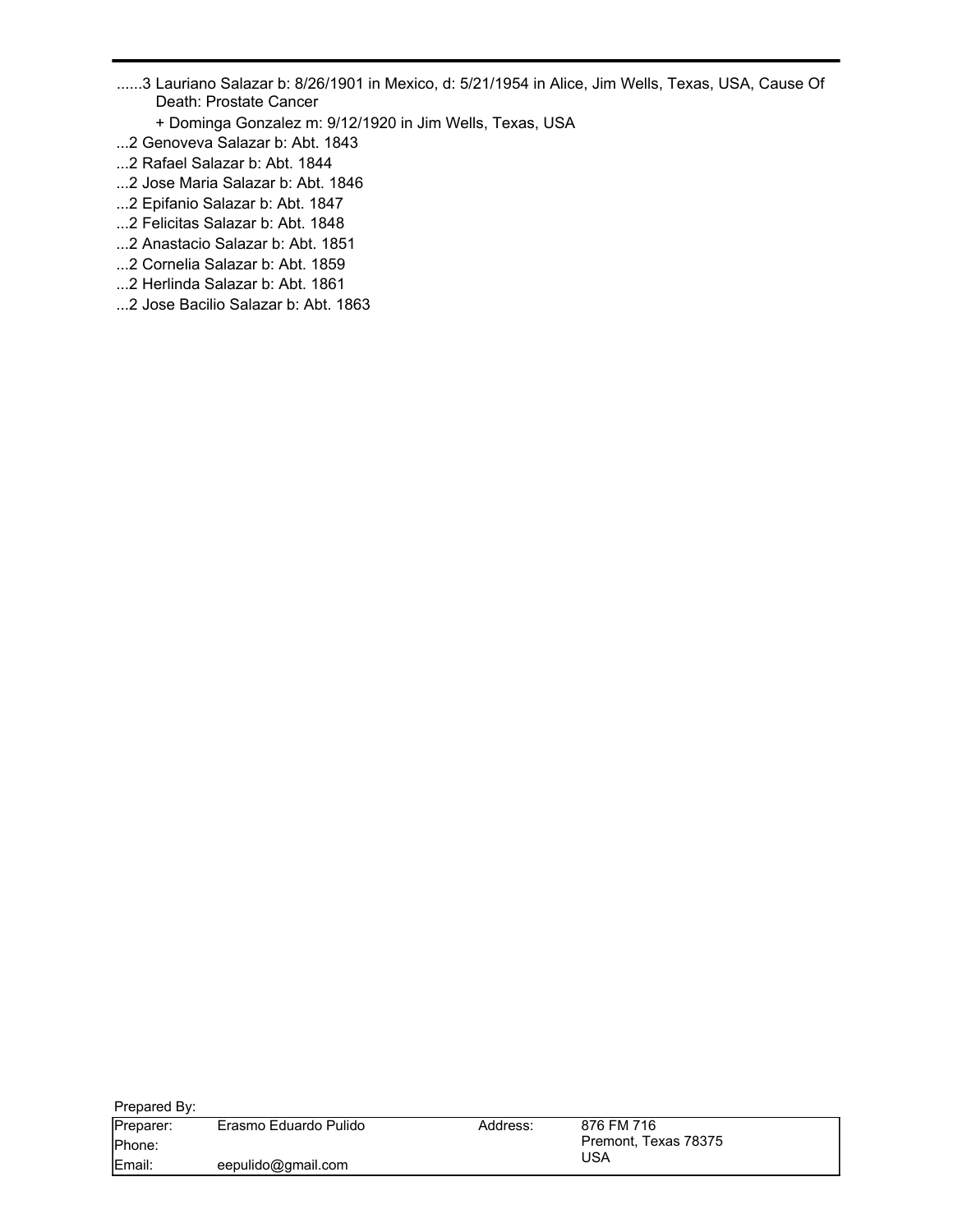......3 Lauriano Salazar b: 8/26/1901 in Mexico, d: 5/21/1954 in Alice, Jim Wells, Texas, USA, Cause Of Death: Prostate Cancer

+ Dominga Gonzalez m: 9/12/1920 in Jim Wells, Texas, USA

...2 Genoveva Salazar b: Abt. 1843

...2 Rafael Salazar b: Abt. 1844

...2 Jose Maria Salazar b: Abt. 1846

...2 Epifanio Salazar b: Abt. 1847

...2 Felicitas Salazar b: Abt. 1848

...2 Anastacio Salazar b: Abt. 1851

...2 Cornelia Salazar b: Abt. 1859

...2 Herlinda Salazar b: Abt. 1861

...2 Jose Bacilio Salazar b: Abt. 1863

Prepared By:

| | | | |
|---|---|---|---|
| Preparer: | Erasmo Eduardo Pulido | Address: | 876 FM 716 |
| Phone: | | | Premont, Texas 78375 |
| Email: | eepulido@gmail.com | | USA |